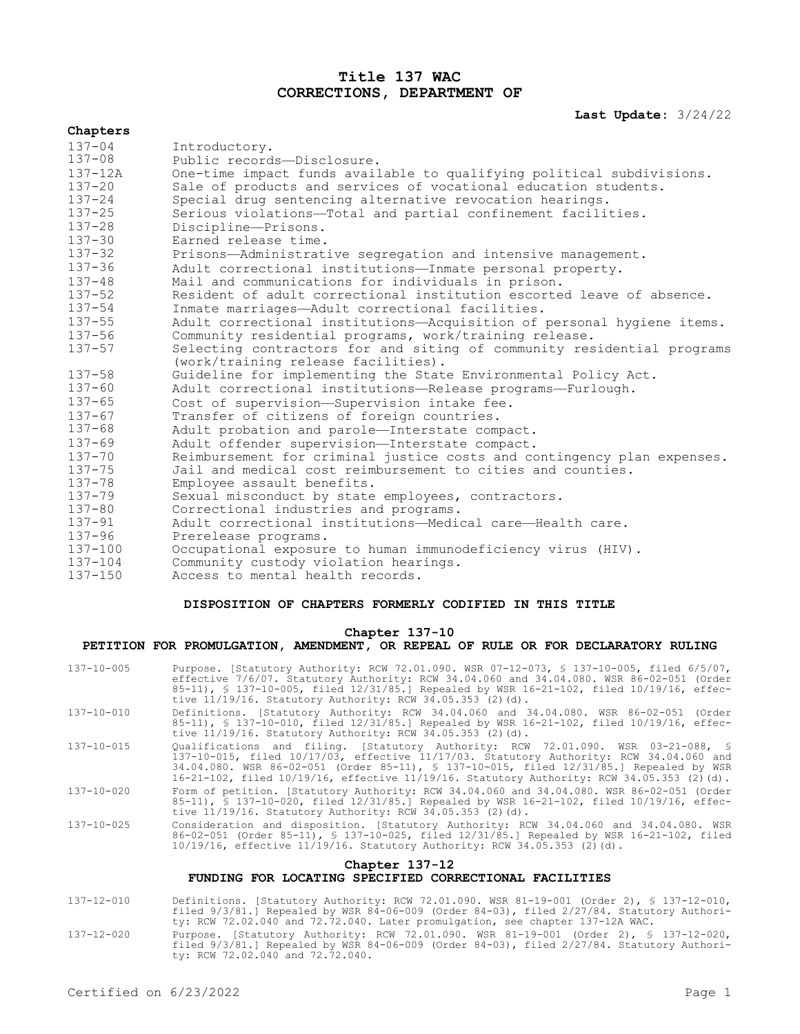# Title 137 WAC
# CORRECTIONS, DEPARTMENT OF

**Last Update:** 3/24/22

**Chapters**

| | |
|---|---|
| 137-04 | Introductory. |
| 137-08 | Public records—Disclosure. |
| 137-12A | One-time impact funds available to qualifying political subdivisions. |
| 137-20 | Sale of products and services of vocational education students. |
| 137-24 | Special drug sentencing alternative revocation hearings. |
| 137-25 | Serious violations—Total and partial confinement facilities. |
| 137-28 | Discipline—Prisons. |
| 137-30 | Earned release time. |
| 137-32 | Prisons—Administrative segregation and intensive management. |
| 137-36 | Adult correctional institutions—Inmate personal property. |
| 137-48 | Mail and communications for individuals in prison. |
| 137-52 | Resident of adult correctional institution escorted leave of absence. |
| 137-54 | Inmate marriages—Adult correctional facilities. |
| 137-55 | Adult correctional institutions—Acquisition of personal hygiene items. |
| 137-56 | Community residential programs, work/training release. |
| 137-57 | Selecting contractors for and siting of community residential programs (work/training release facilities). |
| 137-58 | Guideline for implementing the State Environmental Policy Act. |
| 137-60 | Adult correctional institutions—Release programs—Furlough. |
| 137-65 | Cost of supervision—Supervision intake fee. |
| 137-67 | Transfer of citizens of foreign countries. |
| 137-68 | Adult probation and parole—Interstate compact. |
| 137-69 | Adult offender supervision—Interstate compact. |
| 137-70 | Reimbursement for criminal justice costs and contingency plan expenses. |
| 137-75 | Jail and medical cost reimbursement to cities and counties. |
| 137-78 | Employee assault benefits. |
| 137-79 | Sexual misconduct by state employees, contractors. |
| 137-80 | Correctional industries and programs. |
| 137-91 | Adult correctional institutions—Medical care—Health care. |
| 137-96 | Prerelease programs. |
| 137-100 | Occupational exposure to human immunodeficiency virus (HIV). |
| 137-104 | Community custody violation hearings. |
| 137-150 | Access to mental health records. |

## DISPOSITION OF CHAPTERS FORMERLY CODIFIED IN THIS TITLE

### Chapter 137-10
### PETITION FOR PROMULGATION, AMENDMENT, OR REPEAL OF RULE OR FOR DECLARATORY RULING

| | |
|---|---|
| 137-10-005 | Purpose. [Statutory Authority: RCW 72.01.090. WSR 07-12-073, § 137-10-005, filed 6/5/07, effective 7/6/07. Statutory Authority: RCW 34.04.060 and 34.04.080. WSR 86-02-051 (Order 85-11), § 137-10-005, filed 12/31/85.] Repealed by WSR 16-21-102, filed 10/19/16, effective 11/19/16. Statutory Authority: RCW 34.05.353 (2)(d). |
| 137-10-010 | Definitions. [Statutory Authority: RCW 34.04.060 and 34.04.080. WSR 86-02-051 (Order 85-11), § 137-10-010, filed 12/31/85.] Repealed by WSR 16-21-102, filed 10/19/16, effective 11/19/16. Statutory Authority: RCW 34.05.353 (2)(d). |
| 137-10-015 | Qualifications and filing. [Statutory Authority: RCW 72.01.090. WSR 03-21-088, § 137-10-015, filed 10/17/03, effective 11/17/03. Statutory Authority: RCW 34.04.060 and 34.04.080. WSR 86-02-051 (Order 85-11), § 137-10-015, filed 12/31/85.] Repealed by WSR 16-21-102, filed 10/19/16, effective 11/19/16. Statutory Authority: RCW 34.05.353 (2)(d). |
| 137-10-020 | Form of petition. [Statutory Authority: RCW 34.04.060 and 34.04.080. WSR 86-02-051 (Order 85-11), § 137-10-020, filed 12/31/85.] Repealed by WSR 16-21-102, filed 10/19/16, effective 11/19/16. Statutory Authority: RCW 34.05.353 (2)(d). |
| 137-10-025 | Consideration and disposition. [Statutory Authority: RCW 34.04.060 and 34.04.080. WSR 86-02-051 (Order 85-11), § 137-10-025, filed 12/31/85.] Repealed by WSR 16-21-102, filed 10/19/16, effective 11/19/16. Statutory Authority: RCW 34.05.353 (2)(d). |

### Chapter 137-12
### FUNDING FOR LOCATING SPECIFIED CORRECTIONAL FACILITIES

| | |
|---|---|
| 137-12-010 | Definitions. [Statutory Authority: RCW 72.01.090. WSR 81-19-001 (Order 2), § 137-12-010, filed 9/3/81.] Repealed by WSR 84-06-009 (Order 84-03), filed 2/27/84. Statutory Authority: RCW 72.02.040 and 72.72.040. Later promulgation, see chapter 137-12A WAC. |
| 137-12-020 | Purpose. [Statutory Authority: RCW 72.01.090. WSR 81-19-001 (Order 2), § 137-12-020, filed 9/3/81.] Repealed by WSR 84-06-009 (Order 84-03), filed 2/27/84. Statutory Authority: RCW 72.02.040 and 72.72.040. |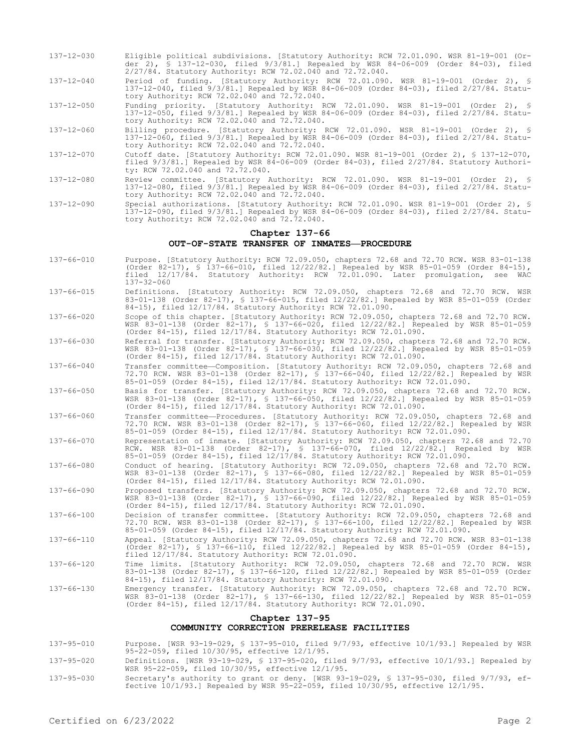| | |
|---|---|
| 137-12-030 | Eligible political subdivisions. [Statutory Authority: RCW 72.01.090. WSR 81-19-001 (Order 2), § 137-12-030, filed 9/3/81.] Repealed by WSR 84-06-009 (Order 84-03), filed 2/27/84. Statutory Authority: RCW 72.02.040 and 72.72.040. |
| 137-12-040 | Period of funding. [Statutory Authority: RCW 72.01.090. WSR 81-19-001 (Order 2), § 137-12-040, filed 9/3/81.] Repealed by WSR 84-06-009 (Order 84-03), filed 2/27/84. Statutory Authority: RCW 72.02.040 and 72.72.040. |
| 137-12-050 | Funding priority. [Statutory Authority: RCW 72.01.090. WSR 81-19-001 (Order 2), § 137-12-050, filed 9/3/81.] Repealed by WSR 84-06-009 (Order 84-03), filed 2/27/84. Statutory Authority: RCW 72.02.040 and 72.72.040. |
| 137-12-060 | Billing procedure. [Statutory Authority: RCW 72.01.090. WSR 81-19-001 (Order 2), § 137-12-060, filed 9/3/81.] Repealed by WSR 84-06-009 (Order 84-03), filed 2/27/84. Statutory Authority: RCW 72.02.040 and 72.72.040. |
| 137-12-070 | Cutoff date. [Statutory Authority: RCW 72.01.090. WSR 81-19-001 (Order 2), § 137-12-070, filed 9/3/81.] Repealed by WSR 84-06-009 (Order 84-03), filed 2/27/84. Statutory Authority: RCW 72.02.040 and 72.72.040. |
| 137-12-080 | Review committee. [Statutory Authority: RCW 72.01.090. WSR 81-19-001 (Order 2), § 137-12-080, filed 9/3/81.] Repealed by WSR 84-06-009 (Order 84-03), filed 2/27/84. Statutory Authority: RCW 72.02.040 and 72.72.040. |
| 137-12-090 | Special authorizations. [Statutory Authority: RCW 72.01.090. WSR 81-19-001 (Order 2), § 137-12-090, filed 9/3/81.] Repealed by WSR 84-06-009 (Order 84-03), filed 2/27/84. Statutory Authority: RCW 72.02.040 and 72.72.040. |

## Chapter 137-66
## OUT-OF-STATE TRANSFER OF INMATES—PROCEDURE

| | |
|---|---|
| 137-66-010 | Purpose. [Statutory Authority: RCW 72.09.050, chapters 72.68 and 72.70 RCW. WSR 83-01-138 (Order 82-17), § 137-66-010, filed 12/22/82.] Repealed by WSR 85-01-059 (Order 84-15), filed 12/17/84. Statutory Authority: RCW 72.01.090. Later promulgation, see WAC 137-32-060 |
| 137-66-015 | Definitions. [Statutory Authority: RCW 72.09.050, chapters 72.68 and 72.70 RCW. WSR 83-01-138 (Order 82-17), § 137-66-015, filed 12/22/82.] Repealed by WSR 85-01-059 (Order 84-15), filed 12/17/84. Statutory Authority: RCW 72.01.090. |
| 137-66-020 | Scope of this chapter. [Statutory Authority: RCW 72.09.050, chapters 72.68 and 72.70 RCW. WSR 83-01-138 (Order 82-17), § 137-66-020, filed 12/22/82.] Repealed by WSR 85-01-059 (Order 84-15), filed 12/17/84. Statutory Authority: RCW 72.01.090. |
| 137-66-030 | Referral for transfer. [Statutory Authority: RCW 72.09.050, chapters 72.68 and 72.70 RCW. WSR 83-01-138 (Order 82-17), § 137-66-030, filed 12/22/82.] Repealed by WSR 85-01-059 (Order 84-15), filed 12/17/84. Statutory Authority: RCW 72.01.090. |
| 137-66-040 | Transfer committee—Composition. [Statutory Authority: RCW 72.09.050, chapters 72.68 and 72.70 RCW. WSR 83-01-138 (Order 82-17), § 137-66-040, filed 12/22/82.] Repealed by WSR 85-01-059 (Order 84-15), filed 12/17/84. Statutory Authority: RCW 72.01.090. |
| 137-66-050 | Basis for transfer. [Statutory Authority: RCW 72.09.050, chapters 72.68 and 72.70 RCW. WSR 83-01-138 (Order 82-17), § 137-66-050, filed 12/22/82.] Repealed by WSR 85-01-059 (Order 84-15), filed 12/17/84. Statutory Authority: RCW 72.01.090. |
| 137-66-060 | Transfer committee—Procedures. [Statutory Authority: RCW 72.09.050, chapters 72.68 and 72.70 RCW. WSR 83-01-138 (Order 82-17), § 137-66-060, filed 12/22/82.] Repealed by WSR 85-01-059 (Order 84-15), filed 12/17/84. Statutory Authority: RCW 72.01.090. |
| 137-66-070 | Representation of inmate. [Statutory Authority: RCW 72.09.050, chapters 72.68 and 72.70 RCW. WSR 83-01-138 (Order 82-17), § 137-66-070, filed 12/22/82.] Repealed by WSR 85-01-059 (Order 84-15), filed 12/17/84. Statutory Authority: RCW 72.01.090. |
| 137-66-080 | Conduct of hearing. [Statutory Authority: RCW 72.09.050, chapters 72.68 and 72.70 RCW. WSR 83-01-138 (Order 82-17), § 137-66-080, filed 12/22/82.] Repealed by WSR 85-01-059 (Order 84-15), filed 12/17/84. Statutory Authority: RCW 72.01.090. |
| 137-66-090 | Proposed transfers. [Statutory Authority: RCW 72.09.050, chapters 72.68 and 72.70 RCW. WSR 83-01-138 (Order 82-17), § 137-66-090, filed 12/22/82.] Repealed by WSR 85-01-059 (Order 84-15), filed 12/17/84. Statutory Authority: RCW 72.01.090. |
| 137-66-100 | Decision of transfer committee. [Statutory Authority: RCW 72.09.050, chapters 72.68 and 72.70 RCW. WSR 83-01-138 (Order 82-17), § 137-66-100, filed 12/22/82.] Repealed by WSR 85-01-059 (Order 84-15), filed 12/17/84. Statutory Authority: RCW 72.01.090. |
| 137-66-110 | Appeal. [Statutory Authority: RCW 72.09.050, chapters 72.68 and 72.70 RCW. WSR 83-01-138 (Order 82-17), § 137-66-110, filed 12/22/82.] Repealed by WSR 85-01-059 (Order 84-15), filed 12/17/84. Statutory Authority: RCW 72.01.090. |
| 137-66-120 | Time limits. [Statutory Authority: RCW 72.09.050, chapters 72.68 and 72.70 RCW. WSR 83-01-138 (Order 82-17), § 137-66-120, filed 12/22/82.] Repealed by WSR 85-01-059 (Order 84-15), filed 12/17/84. Statutory Authority: RCW 72.01.090. |
| 137-66-130 | Emergency transfer. [Statutory Authority: RCW 72.09.050, chapters 72.68 and 72.70 RCW. WSR 83-01-138 (Order 82-17), § 137-66-130, filed 12/22/82.] Repealed by WSR 85-01-059 (Order 84-15), filed 12/17/84. Statutory Authority: RCW 72.01.090. |

## Chapter 137-95
## COMMUNITY CORRECTION PRERELEASE FACILITIES

| | |
|---|---|
| 137-95-010 | Purpose. [WSR 93-19-029, § 137-95-010, filed 9/7/93, effective 10/1/93.] Repealed by WSR 95-22-059, filed 10/30/95, effective 12/1/95. |
| 137-95-020 | Definitions. [WSR 93-19-029, § 137-95-020, filed 9/7/93, effective 10/1/93.] Repealed by WSR 95-22-059, filed 10/30/95, effective 12/1/95. |
| 137-95-030 | Secretary's authority to grant or deny. [WSR 93-19-029, § 137-95-030, filed 9/7/93, effective 10/1/93.] Repealed by WSR 95-22-059, filed 10/30/95, effective 12/1/95. |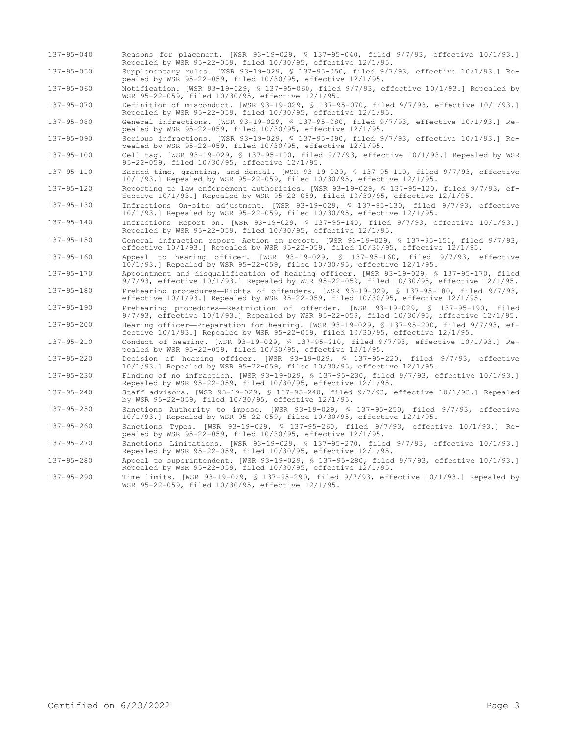137-95-040 Reasons for placement. [WSR 93-19-029, § 137-95-040, filed 9/7/93, effective 10/1/93.] Repealed by WSR 95-22-059, filed 10/30/95, effective 12/1/95.

137-95-050 Supplementary rules. [WSR 93-19-029, § 137-95-050, filed 9/7/93, effective 10/1/93.] Repealed by WSR 95-22-059, filed 10/30/95, effective 12/1/95.

137-95-060 Notification. [WSR 93-19-029, § 137-95-060, filed 9/7/93, effective 10/1/93.] Repealed by WSR 95-22-059, filed 10/30/95, effective 12/1/95.

137-95-070 Definition of misconduct. [WSR 93-19-029, § 137-95-070, filed 9/7/93, effective 10/1/93.] Repealed by WSR 95-22-059, filed 10/30/95, effective 12/1/95.

137-95-080 General infractions. [WSR 93-19-029, § 137-95-080, filed 9/7/93, effective 10/1/93.] Repealed by WSR 95-22-059, filed 10/30/95, effective 12/1/95.

137-95-090 Serious infractions. [WSR 93-19-029, § 137-95-090, filed 9/7/93, effective 10/1/93.] Repealed by WSR 95-22-059, filed 10/30/95, effective 12/1/95.

137-95-100 Cell tag. [WSR 93-19-029, § 137-95-100, filed 9/7/93, effective 10/1/93.] Repealed by WSR 95-22-059, filed 10/30/95, effective 12/1/95.

137-95-110 Earned time, granting, and denial. [WSR 93-19-029, § 137-95-110, filed 9/7/93, effective 10/1/93.] Repealed by WSR 95-22-059, filed 10/30/95, effective 12/1/95.

137-95-120 Reporting to law enforcement authorities. [WSR 93-19-029, § 137-95-120, filed 9/7/93, effective 10/1/93.] Repealed by WSR 95-22-059, filed 10/30/95, effective 12/1/95.

137-95-130 Infractions—On-site adjustment. [WSR 93-19-029, § 137-95-130, filed 9/7/93, effective 10/1/93.] Repealed by WSR 95-22-059, filed 10/30/95, effective 12/1/95.

137-95-140 Infractions—Report on. [WSR 93-19-029, § 137-95-140, filed 9/7/93, effective 10/1/93.] Repealed by WSR 95-22-059, filed 10/30/95, effective 12/1/95.

137-95-150 General infraction report—Action on report. [WSR 93-19-029, § 137-95-150, filed 9/7/93, effective 10/1/93.] Repealed by WSR 95-22-059, filed 10/30/95, effective 12/1/95.

137-95-160 Appeal to hearing officer. [WSR 93-19-029, § 137-95-160, filed 9/7/93, effective 10/1/93.] Repealed by WSR 95-22-059, filed 10/30/95, effective 12/1/95.

137-95-170 Appointment and disqualification of hearing officer. [WSR 93-19-029, § 137-95-170, filed 9/7/93, effective 10/1/93.] Repealed by WSR 95-22-059, filed 10/30/95, effective 12/1/95.

137-95-180 Prehearing procedures—Rights of offenders. [WSR 93-19-029, § 137-95-180, filed 9/7/93, effective 10/1/93.] Repealed by WSR 95-22-059, filed 10/30/95, effective 12/1/95.

137-95-190 Prehearing procedures—Restriction of offender. [WSR 93-19-029, § 137-95-190, filed 9/7/93, effective 10/1/93.] Repealed by WSR 95-22-059, filed 10/30/95, effective 12/1/95.

137-95-200 Hearing officer—Preparation for hearing. [WSR 93-19-029, § 137-95-200, filed 9/7/93, effective 10/1/93.] Repealed by WSR 95-22-059, filed 10/30/95, effective 12/1/95.

137-95-210 Conduct of hearing. [WSR 93-19-029, § 137-95-210, filed 9/7/93, effective 10/1/93.] Repealed by WSR 95-22-059, filed 10/30/95, effective 12/1/95.

137-95-220 Decision of hearing officer. [WSR 93-19-029, § 137-95-220, filed 9/7/93, effective 10/1/93.] Repealed by WSR 95-22-059, filed 10/30/95, effective 12/1/95.

137-95-230 Finding of no infraction. [WSR 93-19-029, § 137-95-230, filed 9/7/93, effective 10/1/93.] Repealed by WSR 95-22-059, filed 10/30/95, effective 12/1/95.

137-95-240 Staff advisors. [WSR 93-19-029, § 137-95-240, filed 9/7/93, effective 10/1/93.] Repealed by WSR 95-22-059, filed 10/30/95, effective 12/1/95.

137-95-250 Sanctions—Authority to impose. [WSR 93-19-029, § 137-95-250, filed 9/7/93, effective 10/1/93.] Repealed by WSR 95-22-059, filed 10/30/95, effective 12/1/95.

137-95-260 Sanctions—Types. [WSR 93-19-029, § 137-95-260, filed 9/7/93, effective 10/1/93.] Repealed by WSR 95-22-059, filed 10/30/95, effective 12/1/95.

137-95-270 Sanctions—Limitations. [WSR 93-19-029, § 137-95-270, filed 9/7/93, effective 10/1/93.] Repealed by WSR 95-22-059, filed 10/30/95, effective 12/1/95.

137-95-280 Appeal to superintendent. [WSR 93-19-029, § 137-95-280, filed 9/7/93, effective 10/1/93.] Repealed by WSR 95-22-059, filed 10/30/95, effective 12/1/95.

137-95-290 Time limits. [WSR 93-19-029, § 137-95-290, filed 9/7/93, effective 10/1/93.] Repealed by WSR 95-22-059, filed 10/30/95, effective 12/1/95.

Certified on 6/23/2022